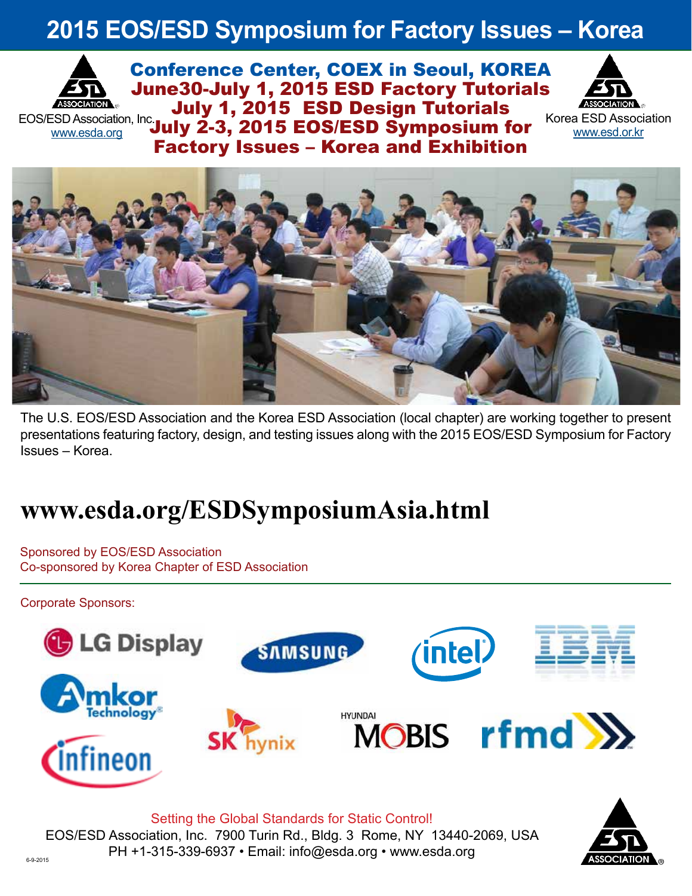# 2015 EOS/ESD Symposium for Factory Issues – Korea

EOS/ESD Association, Inc.
www.esda.org

**Conference Center, COEX in Seoul, KOREA**
**June30-July 1, 2015 ESD Factory Tutorials**
**July 1, 2015 ESD Design Tutorials**
**July 2-3, 2015 EOS/ESD Symposium for Factory Issues – Korea and Exhibition**

Korea ESD Association
www.esd.or.kr

The U.S. EOS/ESD Association and the Korea ESD Association (local chapter) are working together to present presentations featuring factory, design, and testing issues along with the 2015 EOS/ESD Symposium for Factory Issues – Korea.

## www.esda.org/ESDSymposiumAsia.html

Sponsored by EOS/ESD Association
Co-sponsored by Korea Chapter of ESD Association

Corporate Sponsors:

LG Display, Samsung, Intel, IBM, Amkor Technology, SK hynix, Hyundai Mobis, rfmd, Infineon

Setting the Global Standards for Static Control!
EOS/ESD Association, Inc. 7900 Turin Rd., Bldg. 3 Rome, NY 13440-2069, USA
PH +1-315-339-6937 • Email: info@esda.org • www.esda.org

6-9-2015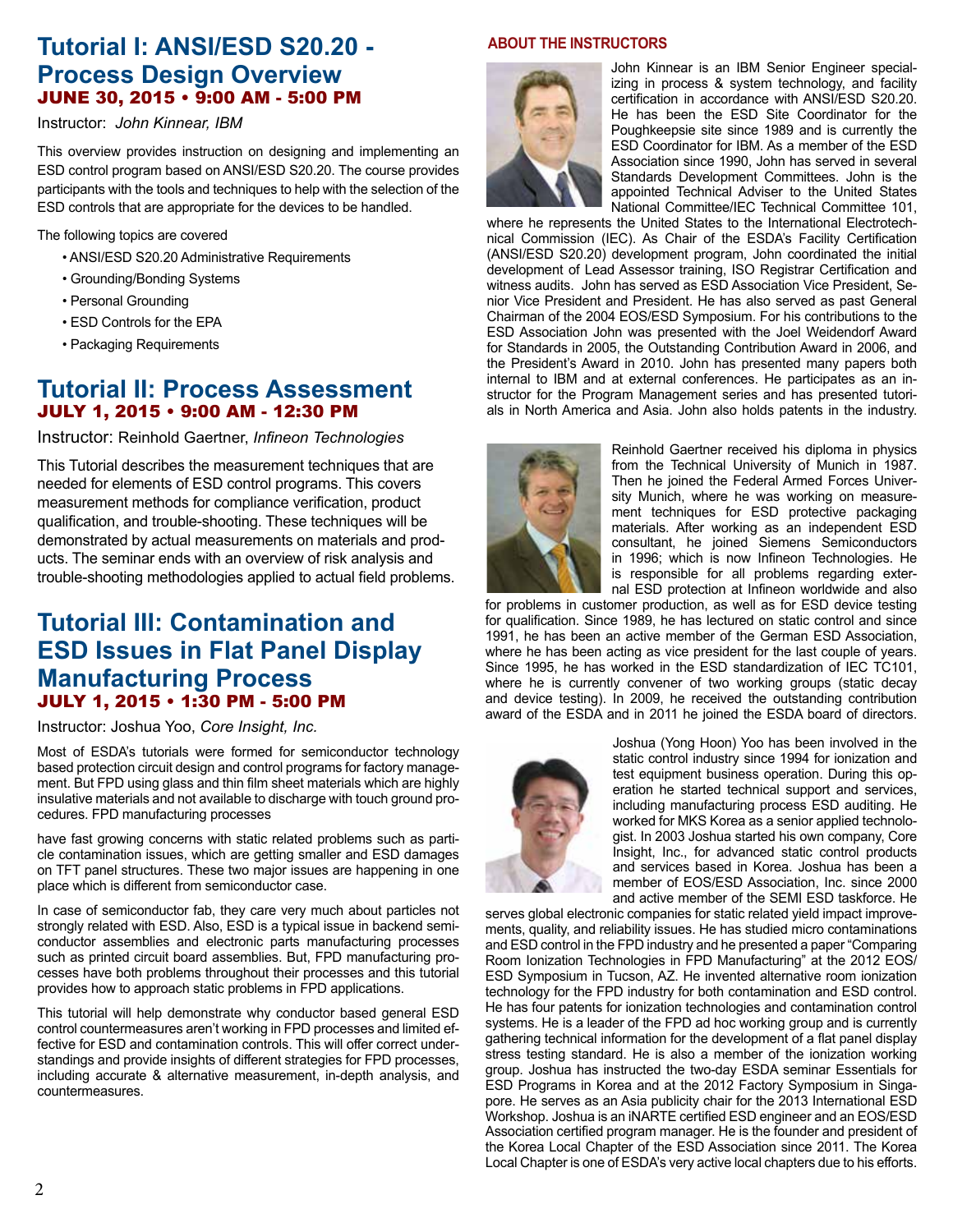# Tutorial I: ANSI/ESD S20.20 - Process Design Overview

### JUNE 30, 2015 • 9:00 AM - 5:00 PM

Instructor: *John Kinnear, IBM*

This overview provides instruction on designing and implementing an ESD control program based on ANSI/ESD S20.20. The course provides participants with the tools and techniques to help with the selection of the ESD controls that are appropriate for the devices to be handled.

The following topics are covered

- ANSI/ESD S20.20 Administrative Requirements
- Grounding/Bonding Systems
- Personal Grounding
- ESD Controls for the EPA
- Packaging Requirements

# Tutorial II: Process Assessment

### JULY 1, 2015 • 9:00 AM - 12:30 PM

Instructor: Reinhold Gaertner, *Infineon Technologies*

This Tutorial describes the measurement techniques that are needed for elements of ESD control programs. This covers measurement methods for compliance verification, product qualification, and trouble-shooting. These techniques will be demonstrated by actual measurements on materials and products. The seminar ends with an overview of risk analysis and trouble-shooting methodologies applied to actual field problems.

# Tutorial III: Contamination and ESD Issues in Flat Panel Display Manufacturing Process

### JULY 1, 2015 • 1:30 PM - 5:00 PM

Instructor: Joshua Yoo, *Core Insight, Inc.*

Most of ESDA's tutorials were formed for semiconductor technology based protection circuit design and control programs for factory management. But FPD using glass and thin film sheet materials which are highly insulative materials and not available to discharge with touch ground procedures. FPD manufacturing processes

have fast growing concerns with static related problems such as particle contamination issues, which are getting smaller and ESD damages on TFT panel structures. These two major issues are happening in one place which is different from semiconductor case.

In case of semiconductor fab, they care very much about particles not strongly related with ESD. Also, ESD is a typical issue in backend semiconductor assemblies and electronic parts manufacturing processes such as printed circuit board assemblies. But, FPD manufacturing processes have both problems throughout their processes and this tutorial provides how to approach static problems in FPD applications.

This tutorial will help demonstrate why conductor based general ESD control countermeasures aren't working in FPD processes and limited effective for ESD and contamination controls. This will offer correct understandings and provide insights of different strategies for FPD processes, including accurate & alternative measurement, in-depth analysis, and countermeasures.

## ABOUT THE INSTRUCTORS

John Kinnear is an IBM Senior Engineer specializing in process & system technology, and facility certification in accordance with ANSI/ESD S20.20. He has been the ESD Site Coordinator for the Poughkeepsie site since 1989 and is currently the ESD Coordinator for IBM. As a member of the ESD Association since 1990, John has served in several Standards Development Committees. John is the appointed Technical Adviser to the United States National Committee/IEC Technical Committee 101, where he represents the United States to the International Electrotechnical Commission (IEC). As Chair of the ESDA's Facility Certification (ANSI/ESD S20.20) development program, John coordinated the initial development of Lead Assessor training, ISO Registrar Certification and witness audits. John has served as ESD Association Vice President, Senior Vice President and President. He has also served as past General Chairman of the 2004 EOS/ESD Symposium. For his contributions to the ESD Association John was presented with the Joel Weidendorf Award for Standards in 2005, the Outstanding Contribution Award in 2006, and the President's Award in 2010. John has presented many papers both internal to IBM and at external conferences. He participates as an instructor for the Program Management series and has presented tutorials in North America and Asia. John also holds patents in the industry.

Reinhold Gaertner received his diploma in physics from the Technical University of Munich in 1987. Then he joined the Federal Armed Forces University Munich, where he was working on measurement techniques for ESD protective packaging materials. After working as an independent ESD consultant, he joined Siemens Semiconductors in 1996; which is now Infineon Technologies. He is responsible for all problems regarding external ESD protection at Infineon worldwide and also for problems in customer production, as well as for ESD device testing for qualification. Since 1989, he has lectured on static control and since 1991, he has been an active member of the German ESD Association, where he has been acting as vice president for the last couple of years. Since 1995, he has worked in the ESD standardization of IEC TC101, where he is currently convener of two working groups (static decay and device testing). In 2009, he received the outstanding contribution award of the ESDA and in 2011 he joined the ESDA board of directors.

Joshua (Yong Hoon) Yoo has been involved in the static control industry since 1994 for ionization and test equipment business operation. During this operation he started technical support and services, including manufacturing process ESD auditing. He worked for MKS Korea as a senior applied technologist. In 2003 Joshua started his own company, Core Insight, Inc., for advanced static control products and services based in Korea. Joshua has been a member of EOS/ESD Association, Inc. since 2000 and active member of the SEMI ESD taskforce. He serves global electronic companies for static related yield impact improvements, quality, and reliability issues. He has studied micro contaminations and ESD control in the FPD industry and he presented a paper "Comparing Room Ionization Technologies in FPD Manufacturing" at the 2012 EOS/ESD Symposium in Tucson, AZ. He invented alternative room ionization technology for the FPD industry for both contamination and ESD control. He has four patents for ionization technologies and contamination control systems. He is a leader of the FPD ad hoc working group and is currently gathering technical information for the development of a flat panel display stress testing standard. He is also a member of the ionization working group. Joshua has instructed the two-day ESDA seminar Essentials for ESD Programs in Korea and at the 2012 Factory Symposium in Singapore. He serves as an Asia publicity chair for the 2013 International ESD Workshop. Joshua is an iNARTE certified ESD engineer and an EOS/ESD Association certified program manager. He is the founder and president of the Korea Local Chapter of the ESD Association since 2011. The Korea Local Chapter is one of ESDA's very active local chapters due to his efforts.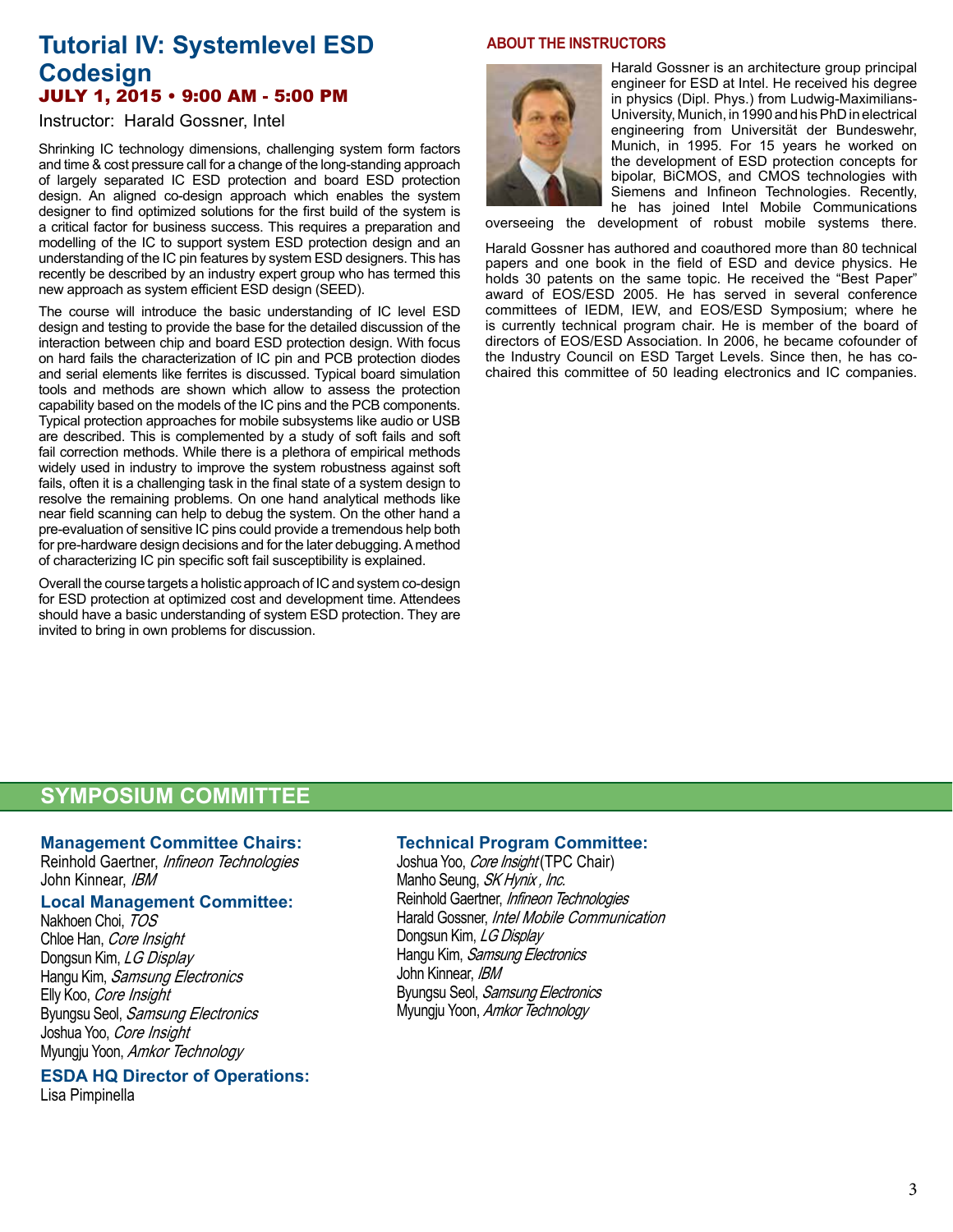# Tutorial IV: Systemlevel ESD Codesign

**JULY 1, 2015 • 9:00 AM - 5:00 PM**

Instructor: Harald Gossner, Intel

Shrinking IC technology dimensions, challenging system form factors and time & cost pressure call for a change of the long-standing approach of largely separated IC ESD protection and board ESD protection design. An aligned co-design approach which enables the system designer to find optimized solutions for the first build of the system is a critical factor for business success. This requires a preparation and modelling of the IC to support system ESD protection design and an understanding of the IC pin features by system ESD designers. This has recently be described by an industry expert group who has termed this new approach as system efficient ESD design (SEED).

The course will introduce the basic understanding of IC level ESD design and testing to provide the base for the detailed discussion of the interaction between chip and board ESD protection design. With focus on hard fails the characterization of IC pin and PCB protection diodes and serial elements like ferrites is discussed. Typical board simulation tools and methods are shown which allow to assess the protection capability based on the models of the IC pins and the PCB components. Typical protection approaches for mobile subsystems like audio or USB are described. This is complemented by a study of soft fails and soft fail correction methods. While there is a plethora of empirical methods widely used in industry to improve the system robustness against soft fails, often it is a challenging task in the final state of a system design to resolve the remaining problems. On one hand analytical methods like near field scanning can help to debug the system. On the other hand a pre-evaluation of sensitive IC pins could provide a tremendous help both for pre-hardware design decisions and for the later debugging. A method of characterizing IC pin specific soft fail susceptibility is explained.

Overall the course targets a holistic approach of IC and system co-design for ESD protection at optimized cost and development time. Attendees should have a basic understanding of system ESD protection. They are invited to bring in own problems for discussion.

## ABOUT THE INSTRUCTORS

Harald Gossner is an architecture group principal engineer for ESD at Intel. He received his degree in physics (Dipl. Phys.) from Ludwig-Maximilians-University, Munich, in 1990 and his PhD in electrical engineering from Universität der Bundeswehr, Munich, in 1995. For 15 years he worked on the development of ESD protection concepts for bipolar, BiCMOS, and CMOS technologies with Siemens and Infineon Technologies. Recently, he has joined Intel Mobile Communications overseeing the development of robust mobile systems there.

Harald Gossner has authored and coauthored more than 80 technical papers and one book in the field of ESD and device physics. He holds 30 patents on the same topic. He received the "Best Paper" award of EOS/ESD 2005. He has served in several conference committees of IEDM, IEW, and EOS/ESD Symposium; where he is currently technical program chair. He is member of the board of directors of EOS/ESD Association. In 2006, he became cofounder of the Industry Council on ESD Target Levels. Since then, he has co-chaired this committee of 50 leading electronics and IC companies.

## SYMPOSIUM COMMITTEE

### Management Committee Chairs:

Reinhold Gaertner, *Infineon Technologies*
John Kinnear, *IBM*

### Local Management Committee:

Nakhoen Choi, *TOS*
Chloe Han, *Core Insight*
Dongsun Kim, *LG Display*
Hangu Kim, *Samsung Electronics*
Elly Koo, *Core Insight*
Byungsu Seol, *Samsung Electronics*
Joshua Yoo, *Core Insight*
Myungju Yoon, *Amkor Technology*

### ESDA HQ Director of Operations:

Lisa Pimpinella

### Technical Program Committee:

Joshua Yoo, *Core Insight* (TPC Chair)
Manho Seung, *SK Hynix , Inc.*
Reinhold Gaertner, *Infineon Technologies*
Harald Gossner, *Intel Mobile Communication*
Dongsun Kim, *LG Display*
Hangu Kim, *Samsung Electronics*
John Kinnear, *IBM*
Byungsu Seol, *Samsung Electronics*
Myungju Yoon, *Amkor Technology*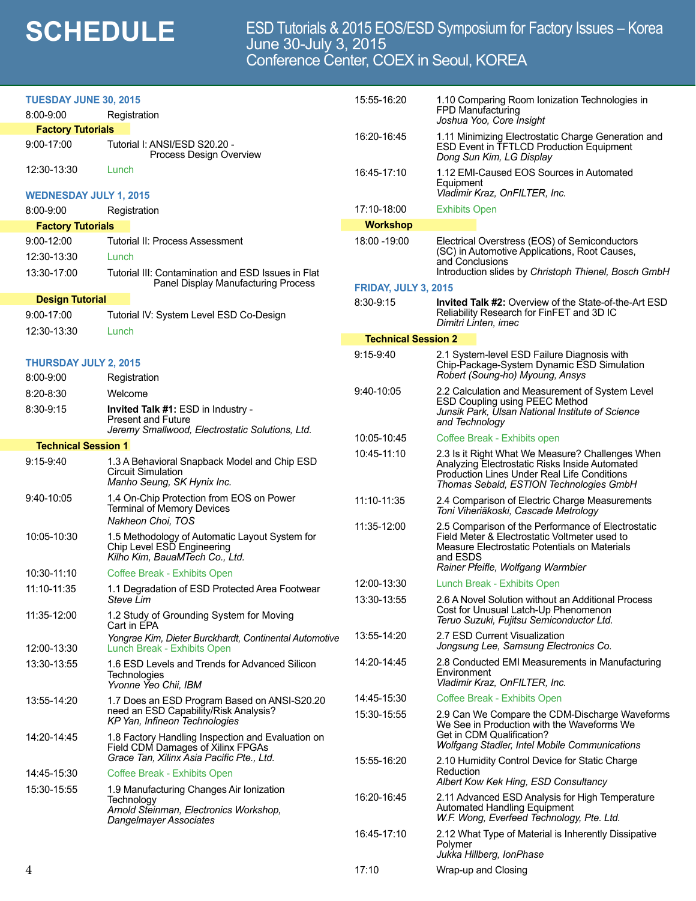# SCHEDULE

ESD Tutorials & 2015 EOS/ESD Symposium for Factory Issues – Korea
June 30-July 3, 2015
Conference Center, COEX in Seoul, KOREA

## TUESDAY JUNE 30, 2015

8:00-9:00 Registration

### Factory Tutorials

9:00-17:00 Tutorial I: ANSI/ESD S20.20 - Process Design Overview

12:30-13:30 Lunch

## WEDNESDAY JULY 1, 2015

8:00-9:00 Registration

### Factory Tutorials

9:00-12:00 Tutorial II: Process Assessment

12:30-13:30 Lunch

13:30-17:00 Tutorial III: Contamination and ESD Issues in Flat Panel Display Manufacturing Process

### Design Tutorial

9:00-17:00 Tutorial IV: System Level ESD Co-Design

12:30-13:30 Lunch

## THURSDAY JULY 2, 2015

8:00-9:00 Registration

8:20-8:30 Welcome

8:30-9:15 **Invited Talk #1:** ESD in Industry - Present and Future
*Jeremy Smallwood, Electrostatic Solutions, Ltd.*

### Technical Session 1

9:15-9:40 1.3 A Behavioral Snapback Model and Chip ESD Circuit Simulation
*Manho Seung, SK Hynix Inc.*

9:40-10:05 1.4 On-Chip Protection from EOS on Power Terminal of Memory Devices
*Nakheon Choi, TOS*

10:05-10:30 1.5 Methodology of Automatic Layout System for Chip Level ESD Engineering
*Kilho Kim, BauaMTech Co., Ltd.*

10:30-11:10 Coffee Break - Exhibits Open

11:10-11:35 1.1 Degradation of ESD Protected Area Footwear
*Steve Lim*

11:35-12:00 1.2 Study of Grounding System for Moving Cart in EPA
*Yongrae Kim, Dieter Burckhardt, Continental Automotive*

12:00-13:30 Lunch Break - Exhibits Open

13:30-13:55 1.6 ESD Levels and Trends for Advanced Silicon Technologies
*Yvonne Yeo Chii, IBM*

13:55-14:20 1.7 Does an ESD Program Based on ANSI-S20.20 need an ESD Capability/Risk Analysis?
*KP Yan, Infineon Technologies*

14:20-14:45 1.8 Factory Handling Inspection and Evaluation on Field CDM Damages of Xilinx FPGAs
*Grace Tan, Xilinx Asia Pacific Pte., Ltd.*

14:45-15:30 Coffee Break - Exhibits Open

15:30-15:55 1.9 Manufacturing Changes Air Ionization Technology
*Arnold Steinman, Electronics Workshop, Dangelmayer Associates*

15:55-16:20 1.10 Comparing Room Ionization Technologies in FPD Manufacturing
*Joshua Yoo, Core Insight*

16:20-16:45 1.11 Minimizing Electrostatic Charge Generation and ESD Event in TFTLCD Production Equipment
*Dong Sun Kim, LG Display*

16:45-17:10 1.12 EMI-Caused EOS Sources in Automated Equipment
*Vladimir Kraz, OnFILTER, Inc.*

17:10-18:00 Exhibits Open

### Workshop

18:00 -19:00 Electrical Overstress (EOS) of Semiconductors (SC) in Automotive Applications, Root Causes, and Conclusions
Introduction slides by *Christoph Thienel, Bosch GmbH*

## FRIDAY, JULY 3, 2015

8:30-9:15 **Invited Talk #2:** Overview of the State-of-the-Art ESD Reliability Research for FinFET and 3D IC
*Dimitri Linten, imec*

### Technical Session 2

9:15-9:40 2.1 System-level ESD Failure Diagnosis with Chip-Package-System Dynamic ESD Simulation
*Robert (Soung-ho) Myoung, Ansys*

9:40-10:05 2.2 Calculation and Measurement of System Level ESD Coupling using PEEC Method
*Junsik Park, Ulsan National Institute of Science and Technology*

10:05-10:45 Coffee Break - Exhibits open

10:45-11:10 2.3 Is it Right What We Measure? Challenges When Analyzing Electrostatic Risks Inside Automated Production Lines Under Real Life Conditions
*Thomas Sebald, ESTION Technologies GmbH*

11:10-11:35 2.4 Comparison of Electric Charge Measurements
*Toni Viheriäkoski, Cascade Metrology*

11:35-12:00 2.5 Comparison of the Performance of Electrostatic Field Meter & Electrostatic Voltmeter used to Measure Electrostatic Potentials on Materials and ESDS
*Rainer Pfeifle, Wolfgang Warmbier*

12:00-13:30 Lunch Break - Exhibits Open

13:30-13:55 2.6 A Novel Solution without an Additional Process Cost for Unusual Latch-Up Phenomenon
*Teruo Suzuki, Fujitsu Semiconductor Ltd.*

13:55-14:20 2.7 ESD Current Visualization
*Jongsung Lee, Samsung Electronics Co.*

14:20-14:45 2.8 Conducted EMI Measurements in Manufacturing Environment
*Vladimir Kraz, OnFILTER, Inc.*

14:45-15:30 Coffee Break - Exhibits Open

15:30-15:55 2.9 Can We Compare the CDM-Discharge Waveforms We See in Production with the Waveforms We Get in CDM Qualification?
*Wolfgang Stadler, Intel Mobile Communications*

15:55-16:20 2.10 Humidity Control Device for Static Charge Reduction
*Albert Kow Kek Hing, ESD Consultancy*

16:20-16:45 2.11 Advanced ESD Analysis for High Temperature Automated Handling Equipment
*W.F. Wong, Everfeed Technology, Pte. Ltd.*

16:45-17:10 2.12 What Type of Material is Inherently Dissipative Polymer
*Jukka Hillberg, IonPhase*

17:10 Wrap-up and Closing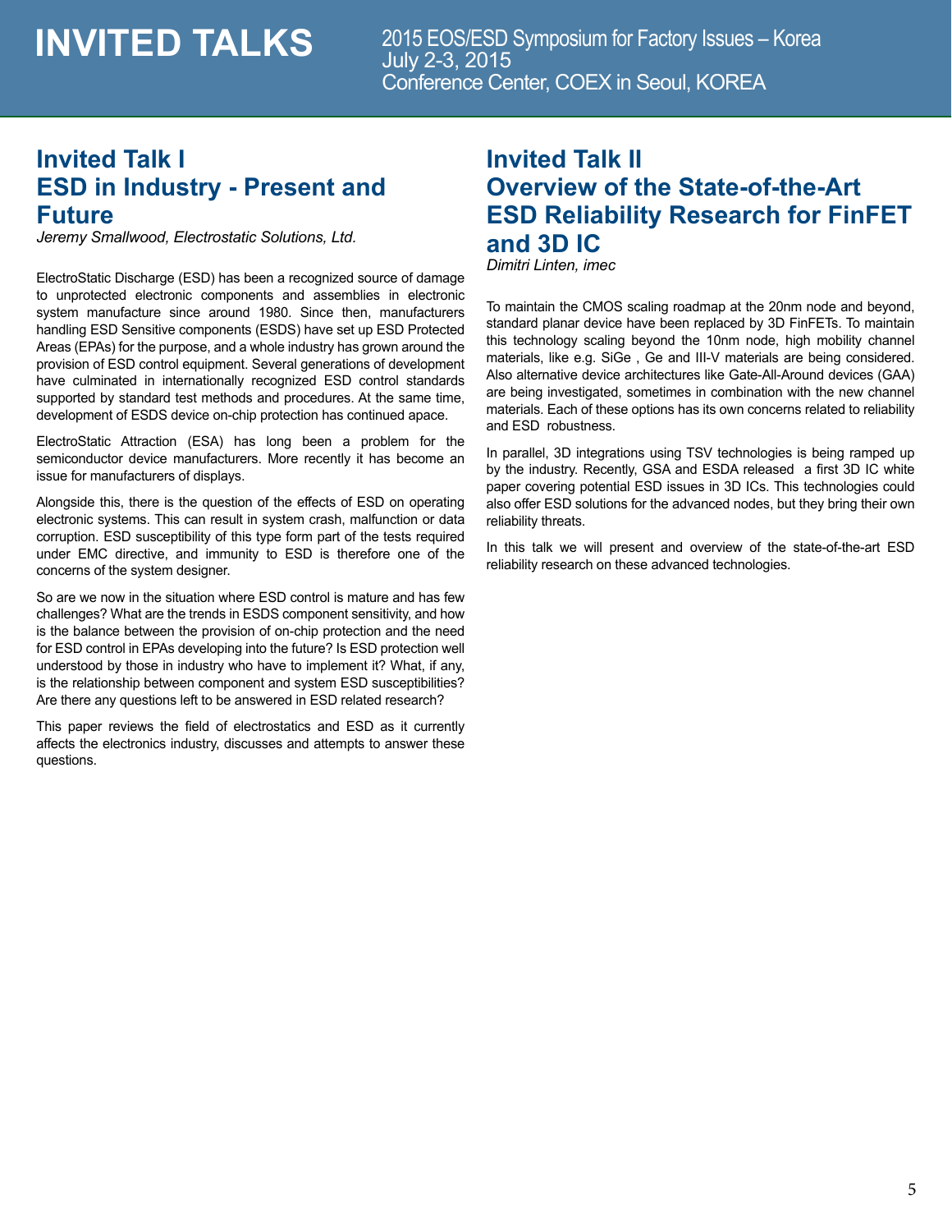# INVITED TALKS

2015 EOS/ESD Symposium for Factory Issues – Korea
July 2-3, 2015
Conference Center, COEX in Seoul, KOREA

## Invited Talk I
## ESD in Industry - Present and Future

*Jeremy Smallwood, Electrostatic Solutions, Ltd.*

ElectroStatic Discharge (ESD) has been a recognized source of damage to unprotected electronic components and assemblies in electronic system manufacture since around 1980. Since then, manufacturers handling ESD Sensitive components (ESDS) have set up ESD Protected Areas (EPAs) for the purpose, and a whole industry has grown around the provision of ESD control equipment. Several generations of development have culminated in internationally recognized ESD control standards supported by standard test methods and procedures. At the same time, development of ESDS device on-chip protection has continued apace.

ElectroStatic Attraction (ESA) has long been a problem for the semiconductor device manufacturers. More recently it has become an issue for manufacturers of displays.

Alongside this, there is the question of the effects of ESD on operating electronic systems. This can result in system crash, malfunction or data corruption. ESD susceptibility of this type form part of the tests required under EMC directive, and immunity to ESD is therefore one of the concerns of the system designer.

So are we now in the situation where ESD control is mature and has few challenges? What are the trends in ESDS component sensitivity, and how is the balance between the provision of on-chip protection and the need for ESD control in EPAs developing into the future? Is ESD protection well understood by those in industry who have to implement it? What, if any, is the relationship between component and system ESD susceptibilities? Are there any questions left to be answered in ESD related research?

This paper reviews the field of electrostatics and ESD as it currently affects the electronics industry, discusses and attempts to answer these questions.

## Invited Talk II
## Overview of the State-of-the-Art ESD Reliability Research for FinFET and 3D IC

*Dimitri Linten, imec*

To maintain the CMOS scaling roadmap at the 20nm node and beyond, standard planar device have been replaced by 3D FinFETs. To maintain this technology scaling beyond the 10nm node, high mobility channel materials, like e.g. SiGe , Ge and III-V materials are being considered. Also alternative device architectures like Gate-All-Around devices (GAA) are being investigated, sometimes in combination with the new channel materials. Each of these options has its own concerns related to reliability and ESD robustness.

In parallel, 3D integrations using TSV technologies is being ramped up by the industry. Recently, GSA and ESDA released a first 3D IC white paper covering potential ESD issues in 3D ICs. This technologies could also offer ESD solutions for the advanced nodes, but they bring their own reliability threats.

In this talk we will present and overview of the state-of-the-art ESD reliability research on these advanced technologies.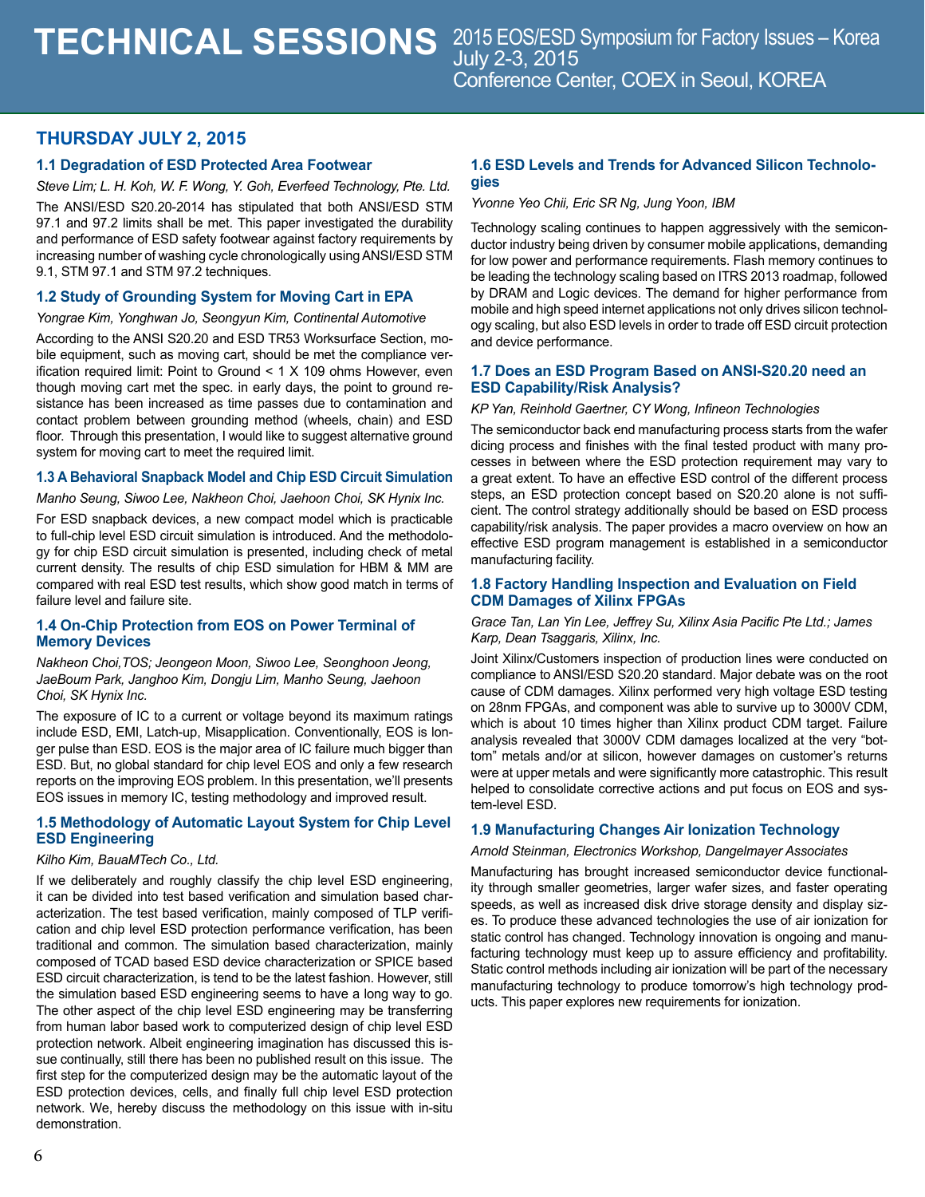# TECHNICAL SESSIONS

2015 EOS/ESD Symposium for Factory Issues – Korea
July 2-3, 2015
Conference Center, COEX in Seoul, KOREA

## THURSDAY JULY 2, 2015

### 1.1 Degradation of ESD Protected Area Footwear

*Steve Lim; L. H. Koh, W. F. Wong, Y. Goh, Everfeed Technology, Pte. Ltd.*

The ANSI/ESD S20.20-2014 has stipulated that both ANSI/ESD STM 97.1 and 97.2 limits shall be met. This paper investigated the durability and performance of ESD safety footwear against factory requirements by increasing number of washing cycle chronologically using ANSI/ESD STM 9.1, STM 97.1 and STM 97.2 techniques.

### 1.2 Study of Grounding System for Moving Cart in EPA

*Yongrae Kim, Yonghwan Jo, Seongyun Kim, Continental Automotive*

According to the ANSI S20.20 and ESD TR53 Worksurface Section, mobile equipment, such as moving cart, should be met the compliance verification required limit: Point to Ground < 1 X 109 ohms However, even though moving cart met the spec. in early days, the point to ground resistance has been increased as time passes due to contamination and contact problem between grounding method (wheels, chain) and ESD floor. Through this presentation, I would like to suggest alternative ground system for moving cart to meet the required limit.

### 1.3 A Behavioral Snapback Model and Chip ESD Circuit Simulation

*Manho Seung, Siwoo Lee, Nakheon Choi, Jaehoon Choi, SK Hynix Inc.*

For ESD snapback devices, a new compact model which is practicable to full-chip level ESD circuit simulation is introduced. And the methodology for chip ESD circuit simulation is presented, including check of metal current density. The results of chip ESD simulation for HBM & MM are compared with real ESD test results, which show good match in terms of failure level and failure site.

### 1.4 On-Chip Protection from EOS on Power Terminal of Memory Devices

*Nakheon Choi,TOS; Jeongeon Moon, Siwoo Lee, Seonghoon Jeong, JaeBoum Park, Janghoo Kim, Dongju Lim, Manho Seung, Jaehoon Choi, SK Hynix Inc.*

The exposure of IC to a current or voltage beyond its maximum ratings include ESD, EMI, Latch-up, Misapplication. Conventionally, EOS is longer pulse than ESD. EOS is the major area of IC failure much bigger than ESD. But, no global standard for chip level EOS and only a few research reports on the improving EOS problem. In this presentation, we'll presents EOS issues in memory IC, testing methodology and improved result.

### 1.5 Methodology of Automatic Layout System for Chip Level ESD Engineering

*Kilho Kim, BauaMTech Co., Ltd.*

If we deliberately and roughly classify the chip level ESD engineering, it can be divided into test based verification and simulation based characterization. The test based verification, mainly composed of TLP verification and chip level ESD protection performance verification, has been traditional and common. The simulation based characterization, mainly composed of TCAD based ESD device characterization or SPICE based ESD circuit characterization, is tend to be the latest fashion. However, still the simulation based ESD engineering seems to have a long way to go. The other aspect of the chip level ESD engineering may be transferring from human labor based work to computerized design of chip level ESD protection network. Albeit engineering imagination has discussed this issue continually, still there has been no published result on this issue. The first step for the computerized design may be the automatic layout of the ESD protection devices, cells, and finally full chip level ESD protection network. We, hereby discuss the methodology on this issue with in-situ demonstration.

### 1.6 ESD Levels and Trends for Advanced Silicon Technologies

*Yvonne Yeo Chii, Eric SR Ng, Jung Yoon, IBM*

Technology scaling continues to happen aggressively with the semiconductor industry being driven by consumer mobile applications, demanding for low power and performance requirements. Flash memory continues to be leading the technology scaling based on ITRS 2013 roadmap, followed by DRAM and Logic devices. The demand for higher performance from mobile and high speed internet applications not only drives silicon technology scaling, but also ESD levels in order to trade off ESD circuit protection and device performance.

### 1.7 Does an ESD Program Based on ANSI-S20.20 need an ESD Capability/Risk Analysis?

*KP Yan, Reinhold Gaertner, CY Wong, Infineon Technologies*

The semiconductor back end manufacturing process starts from the wafer dicing process and finishes with the final tested product with many processes in between where the ESD protection requirement may vary to a great extent. To have an effective ESD control of the different process steps, an ESD protection concept based on S20.20 alone is not sufficient. The control strategy additionally should be based on ESD process capability/risk analysis. The paper provides a macro overview on how an effective ESD program management is established in a semiconductor manufacturing facility.

### 1.8 Factory Handling Inspection and Evaluation on Field CDM Damages of Xilinx FPGAs

*Grace Tan, Lan Yin Lee, Jeffrey Su, Xilinx Asia Pacific Pte Ltd.; James Karp, Dean Tsaggaris, Xilinx, Inc.*

Joint Xilinx/Customers inspection of production lines were conducted on compliance to ANSI/ESD S20.20 standard. Major debate was on the root cause of CDM damages. Xilinx performed very high voltage ESD testing on 28nm FPGAs, and component was able to survive up to 3000V CDM, which is about 10 times higher than Xilinx product CDM target. Failure analysis revealed that 3000V CDM damages localized at the very "bottom" metals and/or at silicon, however damages on customer's returns were at upper metals and were significantly more catastrophic. This result helped to consolidate corrective actions and put focus on EOS and system-level ESD.

### 1.9 Manufacturing Changes Air Ionization Technology

*Arnold Steinman, Electronics Workshop, Dangelmayer Associates*

Manufacturing has brought increased semiconductor device functionality through smaller geometries, larger wafer sizes, and faster operating speeds, as well as increased disk drive storage density and display sizes. To produce these advanced technologies the use of air ionization for static control has changed. Technology innovation is ongoing and manufacturing technology must keep up to assure efficiency and profitability. Static control methods including air ionization will be part of the necessary manufacturing technology to produce tomorrow's high technology products. This paper explores new requirements for ionization.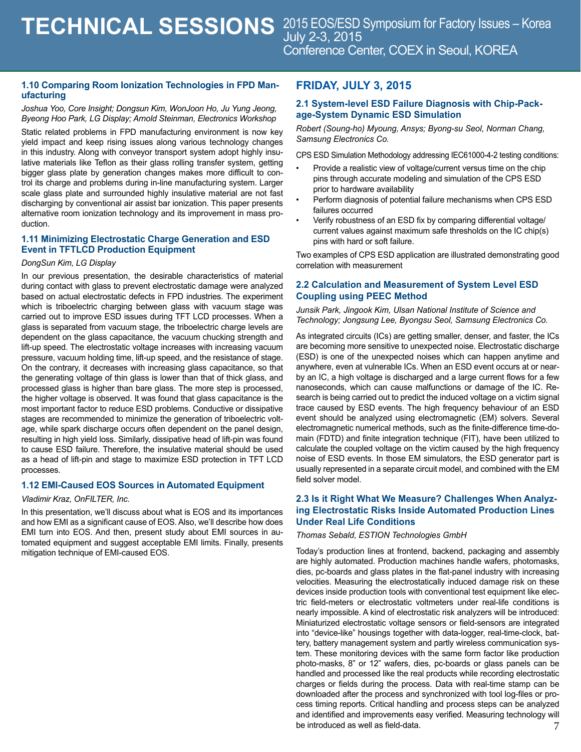### 1.10 Comparing Room Ionization Technologies in FPD Manufacturing

*Joshua Yoo, Core Insight; Dongsun Kim, WonJoon Ho, Ju Yung Jeong, Byeong Hoo Park, LG Display; Arnold Steinman, Electronics Workshop*

Static related problems in FPD manufacturing environment is now key yield impact and keep rising issues along various technology changes in this industry. Along with conveyor transport system adopt highly insulative materials like Teflon as their glass rolling transfer system, getting bigger glass plate by generation changes makes more difficult to control its charge and problems during in-line manufacturing system. Larger scale glass plate and surrounded highly insulative material are not fast discharging by conventional air assist bar ionization. This paper presents alternative room ionization technology and its improvement in mass production.

### 1.11 Minimizing Electrostatic Charge Generation and ESD Event in TFTLCD Production Equipment

*DongSun Kim, LG Display*

In our previous presentation, the desirable characteristics of material during contact with glass to prevent electrostatic damage were analyzed based on actual electrostatic defects in FPD industries. The experiment which is triboelectric charging between glass with vacuum stage was carried out to improve ESD issues during TFT LCD processes. When a glass is separated from vacuum stage, the triboelectric charge levels are dependent on the glass capacitance, the vacuum chucking strength and lift-up speed. The electrostatic voltage increases with increasing vacuum pressure, vacuum holding time, lift-up speed, and the resistance of stage. On the contrary, it decreases with increasing glass capacitance, so that the generating voltage of thin glass is lower than that of thick glass, and processed glass is higher than bare glass. The more step is processed, the higher voltage is observed. It was found that glass capacitance is the most important factor to reduce ESD problems. Conductive or dissipative stages are recommended to minimize the generation of triboelectric voltage, while spark discharge occurs often dependent on the panel design, resulting in high yield loss. Similarly, dissipative head of lift-pin was found to cause ESD failure. Therefore, the insulative material should be used as a head of lift-pin and stage to maximize ESD protection in TFT LCD processes.

### 1.12 EMI-Caused EOS Sources in Automated Equipment

*Vladimir Kraz, OnFILTER, Inc.*

In this presentation, we'll discuss about what is EOS and its importances and how EMI as a significant cause of EOS. Also, we'll describe how does EMI turn into EOS. And then, present study about EMI sources in automated equipment and suggest acceptable EMI limits. Finally, presents mitigation technique of EMI-caused EOS.

## FRIDAY, JULY 3, 2015

### 2.1 System-level ESD Failure Diagnosis with Chip-Package-System Dynamic ESD Simulation

*Robert (Soung-ho) Myoung, Ansys; Byong-su Seol, Norman Chang, Samsung Electronics Co.*

CPS ESD Simulation Methodology addressing IEC61000-4-2 testing conditions:

- Provide a realistic view of voltage/current versus time on the chip pins through accurate modeling and simulation of the CPS ESD prior to hardware availability
- Perform diagnosis of potential failure mechanisms when CPS ESD failures occurred
- Verify robustness of an ESD fix by comparing differential voltage/current values against maximum safe thresholds on the IC chip(s) pins with hard or soft failure.

Two examples of CPS ESD application are illustrated demonstrating good correlation with measurement

### 2.2 Calculation and Measurement of System Level ESD Coupling using PEEC Method

*Junsik Park, Jingook Kim, Ulsan National Institute of Science and Technology; Jongsung Lee, Byongsu Seol, Samsung Electronics Co.*

As integrated circuits (ICs) are getting smaller, denser, and faster, the ICs are becoming more sensitive to unexpected noise. Electrostatic discharge (ESD) is one of the unexpected noises which can happen anytime and anywhere, even at vulnerable ICs. When an ESD event occurs at or nearby an IC, a high voltage is discharged and a large current flows for a few nanoseconds, which can cause malfunctions or damage of the IC. Research is being carried out to predict the induced voltage on a victim signal trace caused by ESD events. The high frequency behaviour of an ESD event should be analyzed using electromagnetic (EM) solvers. Several electromagnetic numerical methods, such as the finite-difference time-domain (FDTD) and finite integration technique (FIT), have been utilized to calculate the coupled voltage on the victim caused by the high frequency noise of ESD events. In those EM simulators, the ESD generator part is usually represented in a separate circuit model, and combined with the EM field solver model.

### 2.3 Is it Right What We Measure? Challenges When Analyzing Electrostatic Risks Inside Automated Production Lines Under Real Life Conditions

*Thomas Sebald, ESTION Technologies GmbH*

Today's production lines at frontend, backend, packaging and assembly are highly automated. Production machines handle wafers, photomasks, dies, pc-boards and glass plates in the flat-panel industry with increasing velocities. Measuring the electrostatically induced damage risk on these devices inside production tools with conventional test equipment like electric field-meters or electrostatic voltmeters under real-life conditions is nearly impossible. A kind of electrostatic risk analyzers will be introduced: Miniaturized electrostatic voltage sensors or field-sensors are integrated into "device-like" housings together with data-logger, real-time-clock, battery, battery management system and partly wireless communication system. These monitoring devices with the same form factor like production photo-masks, 8" or 12" wafers, dies, pc-boards or glass panels can be handled and processed like the real products while recording electrostatic charges or fields during the process. Data with real-time stamp can be downloaded after the process and synchronized with tool log-files or process timing reports. Critical handling and process steps can be analyzed and identified and improvements easy verified. Measuring technology will be introduced as well as field-data.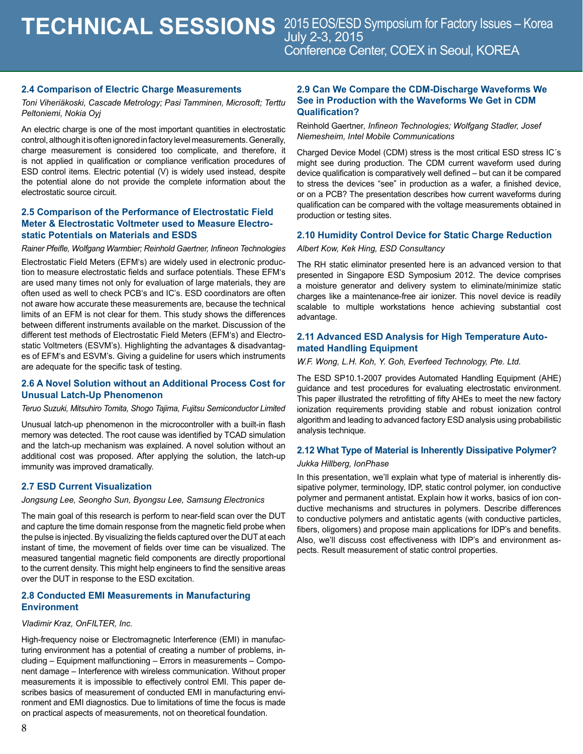## 2.4 Comparison of Electric Charge Measurements

*Toni Viheriäkoski, Cascade Metrology; Pasi Tamminen, Microsoft; Terttu Peltoniemi, Nokia Oyj*

An electric charge is one of the most important quantities in electrostatic control, although it is often ignored in factory level measurements. Generally, charge measurement is considered too complicate, and therefore, it is not applied in qualification or compliance verification procedures of ESD control items. Electric potential (V) is widely used instead, despite the potential alone do not provide the complete information about the electrostatic source circuit.

## 2.5 Comparison of the Performance of Electrostatic Field Meter & Electrostatic Voltmeter used to Measure Electrostatic Potentials on Materials and ESDS

*Rainer Pfeifle, Wolfgang Warmbier; Reinhold Gaertner, Infineon Technologies*

Electrostatic Field Meters (EFM's) are widely used in electronic production to measure electrostatic fields and surface potentials. These EFM's are used many times not only for evaluation of large materials, they are often used as well to check PCB's and IC's. ESD coordinators are often not aware how accurate these measurements are, because the technical limits of an EFM is not clear for them. This study shows the differences between different instruments available on the market. Discussion of the different test methods of Electrostatic Field Meters (EFM's) and Electrostatic Voltmeters (ESVM's). Highlighting the advantages & disadvantages of EFM's and ESVM's. Giving a guideline for users which instruments are adequate for the specific task of testing.

## 2.6 A Novel Solution without an Additional Process Cost for Unusual Latch-Up Phenomenon

*Teruo Suzuki, Mitsuhiro Tomita, Shogo Tajima, Fujitsu Semiconductor Limited*

Unusual latch-up phenomenon in the microcontroller with a built-in flash memory was detected. The root cause was identified by TCAD simulation and the latch-up mechanism was explained. A novel solution without an additional cost was proposed. After applying the solution, the latch-up immunity was improved dramatically.

## 2.7 ESD Current Visualization

*Jongsung Lee, Seongho Sun, Byongsu Lee, Samsung Electronics*

The main goal of this research is perform to near-field scan over the DUT and capture the time domain response from the magnetic field probe when the pulse is injected. By visualizing the fields captured over the DUT at each instant of time, the movement of fields over time can be visualized. The measured tangential magnetic field components are directly proportional to the current density. This might help engineers to find the sensitive areas over the DUT in response to the ESD excitation.

## 2.8 Conducted EMI Measurements in Manufacturing Environment

*Vladimir Kraz, OnFILTER, Inc.*

High-frequency noise or Electromagnetic Interference (EMI) in manufacturing environment has a potential of creating a number of problems, including – Equipment malfunctioning – Errors in measurements – Component damage – Interference with wireless communication. Without proper measurements it is impossible to effectively control EMI. This paper describes basics of measurement of conducted EMI in manufacturing environment and EMI diagnostics. Due to limitations of time the focus is made on practical aspects of measurements, not on theoretical foundation.

## 2.9 Can We Compare the CDM-Discharge Waveforms We See in Production with the Waveforms We Get in CDM Qualification?

Reinhold Gaertner, *Infineon Technologies; Wolfgang Stadler, Josef Niemesheim, Intel Mobile Communications*

Charged Device Model (CDM) stress is the most critical ESD stress IC´s might see during production. The CDM current waveform used during device qualification is comparatively well defined – but can it be compared to stress the devices "see" in production as a wafer, a finished device, or on a PCB? The presentation describes how current waveforms during qualification can be compared with the voltage measurements obtained in production or testing sites.

## 2.10 Humidity Control Device for Static Charge Reduction

*Albert Kow, Kek Hing, ESD Consultancy*

The RH static eliminator presented here is an advanced version to that presented in Singapore ESD Symposium 2012. The device comprises a moisture generator and delivery system to eliminate/minimize static charges like a maintenance-free air ionizer. This novel device is readily scalable to multiple workstations hence achieving substantial cost advantage.

## 2.11 Advanced ESD Analysis for High Temperature Automated Handling Equipment

*W.F. Wong, L.H. Koh, Y. Goh, Everfeed Technology, Pte. Ltd.*

The ESD SP10.1-2007 provides Automated Handling Equipment (AHE) guidance and test procedures for evaluating electrostatic environment. This paper illustrated the retrofitting of fifty AHEs to meet the new factory ionization requirements providing stable and robust ionization control algorithm and leading to advanced factory ESD analysis using probabilistic analysis technique.

## 2.12 What Type of Material is Inherently Dissipative Polymer?

*Jukka Hillberg, IonPhase*

In this presentation, we'll explain what type of material is inherently dissipative polymer, terminology, IDP, static control polymer, ion conductive polymer and permanent antistat. Explain how it works, basics of ion conductive mechanisms and structures in polymers. Describe differences to conductive polymers and antistatic agents (with conductive particles, fibers, oligomers) and propose main applications for IDP's and benefits. Also, we'll discuss cost effectiveness with IDP's and environment aspects. Result measurement of static control properties.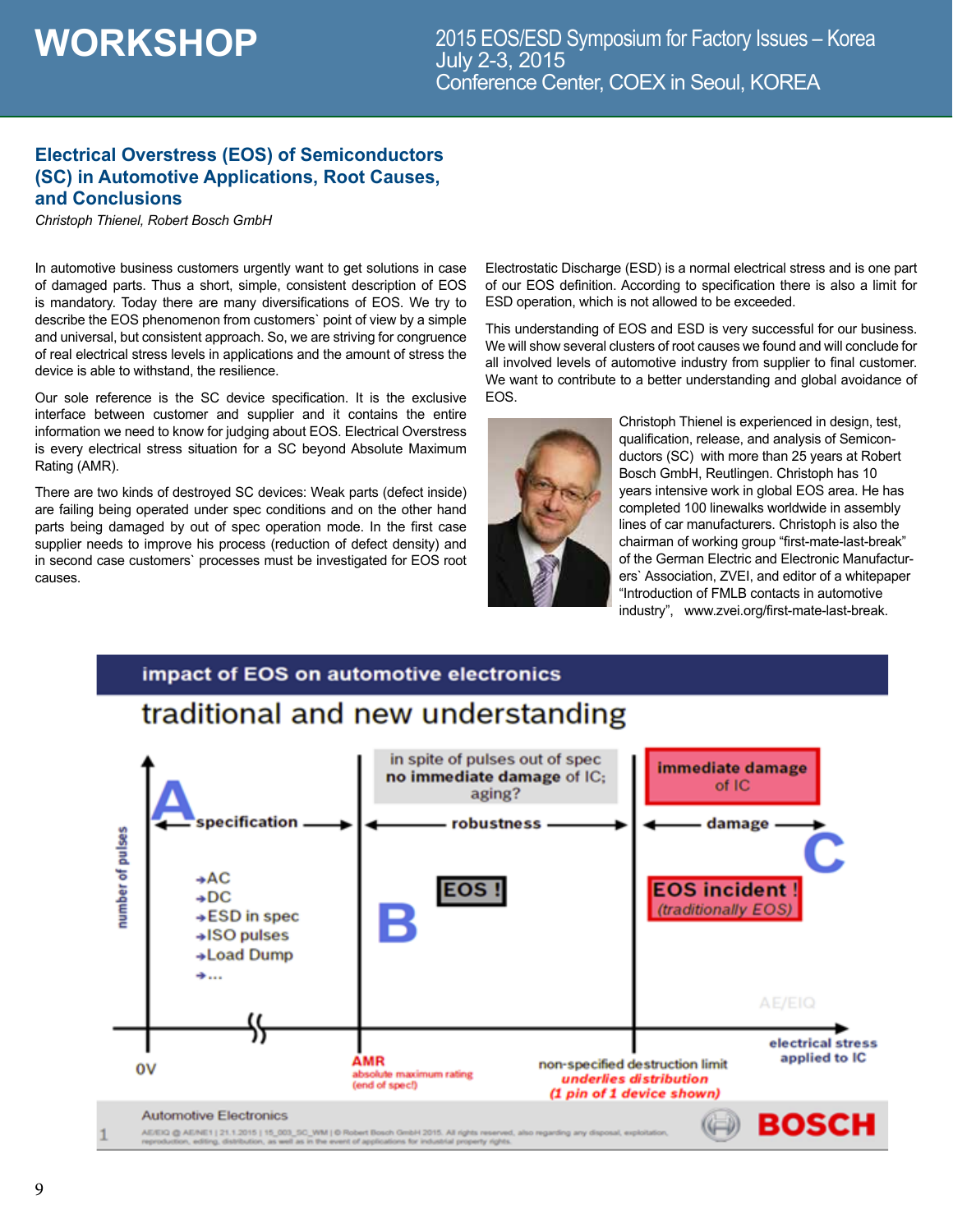# WORKSHOP

2015 EOS/ESD Symposium for Factory Issues – Korea
July 2-3, 2015
Conference Center, COEX in Seoul, KOREA

## Electrical Overstress (EOS) of Semiconductors (SC) in Automotive Applications, Root Causes, and Conclusions

*Christoph Thienel, Robert Bosch GmbH*

In automotive business customers urgently want to get solutions in case of damaged parts. Thus a short, simple, consistent description of EOS is mandatory. Today there are many diversifications of EOS. We try to describe the EOS phenomenon from customers` point of view by a simple and universal, but consistent approach. So, we are striving for congruence of real electrical stress levels in applications and the amount of stress the device is able to withstand, the resilience.

Our sole reference is the SC device specification. It is the exclusive interface between customer and supplier and it contains the entire information we need to know for judging about EOS. Electrical Overstress is every electrical stress situation for a SC beyond Absolute Maximum Rating (AMR).

There are two kinds of destroyed SC devices: Weak parts (defect inside) are failing being operated under spec conditions and on the other hand parts being damaged by out of spec operation mode. In the first case supplier needs to improve his process (reduction of defect density) and in second case customers` processes must be investigated for EOS root causes.

Electrostatic Discharge (ESD) is a normal electrical stress and is one part of our EOS definition. According to specification there is also a limit for ESD operation, which is not allowed to be exceeded.

This understanding of EOS and ESD is very successful for our business. We will show several clusters of root causes we found and will conclude for all involved levels of automotive industry from supplier to final customer. We want to contribute to a better understanding and global avoidance of EOS.

Christoph Thienel is experienced in design, test, qualification, release, and analysis of Semiconductors (SC) with more than 25 years at Robert Bosch GmbH, Reutlingen. Christoph has 10 years intensive work in global EOS area. He has completed 100 linewalks worldwide in assembly lines of car manufacturers. Christoph is also the chairman of working group "first-mate-last-break" of the German Electric and Electronic Manufacturers` Association, ZVEI, and editor of a whitepaper "Introduction of FMLB contacts in automotive industry", www.zvei.org/first-mate-last-break.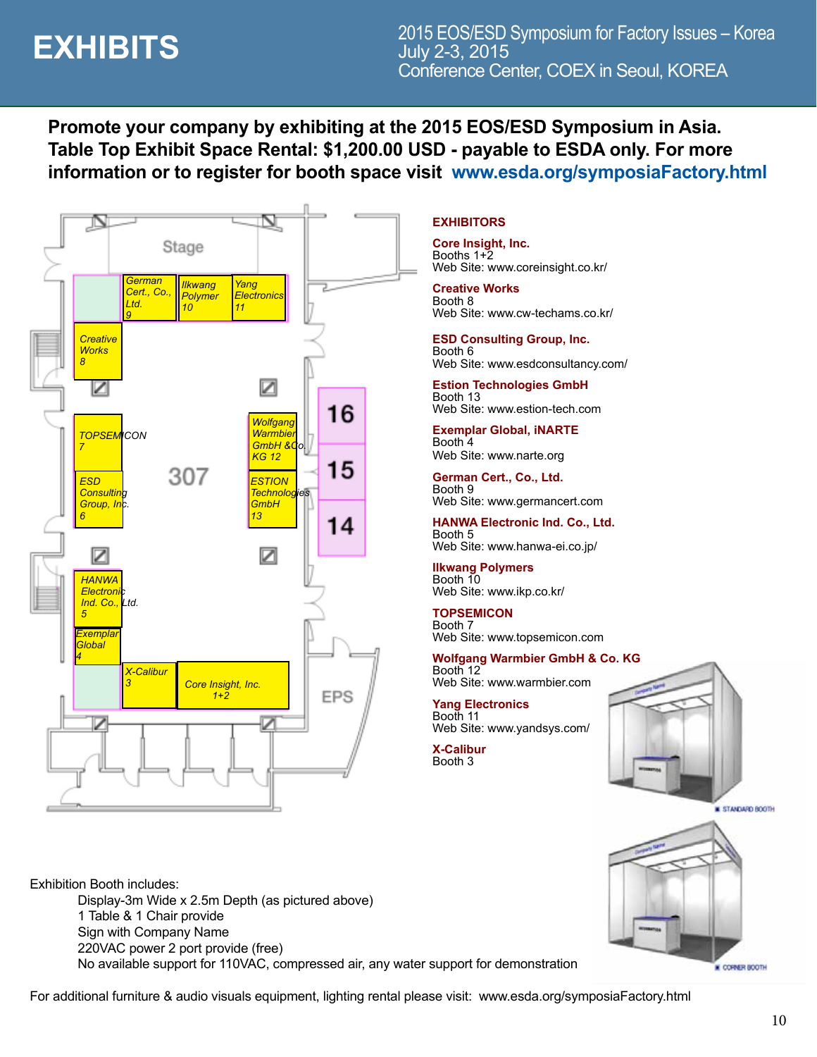# EXHIBITS

2015 EOS/ESD Symposium for Factory Issues – Korea
July 2-3, 2015
Conference Center, COEX in Seoul, KOREA

**Promote your company by exhibiting at the 2015 EOS/ESD Symposium in Asia. Table Top Exhibit Space Rental: $1,200.00 USD - payable to ESDA only. For more information or to register for booth space visit www.esda.org/symposiaFactory.html**

Stage

German Cert., Co., Ltd. 9

Ilkwang Polymer 10

Yang Electronics 11

Creative Works 8

TOPSEMICON 7

307

Wolfgang Warmbier GmbH &Co. KG 12

ESD Consulting Group, Inc. 6

ESTION Technologies GmbH 13

16

15

14

HANWA Electronic Ind. Co., Ltd. 5

Exemplar Global 4

X-Calibur 3

Core Insight, Inc. 1+2

EPS

## EXHIBITORS

**Core Insight, Inc.**
Booths 1+2
Web Site: www.coreinsight.co.kr/

**Creative Works**
Booth 8
Web Site: www.cw-techams.co.kr/

**ESD Consulting Group, Inc.**
Booth 6
Web Site: www.esdconsultancy.com/

**Estion Technologies GmbH**
Booth 13
Web Site: www.estion-tech.com

**Exemplar Global, iNARTE**
Booth 4
Web Site: www.narte.org

**German Cert., Co., Ltd.**
Booth 9
Web Site: www.germancert.com

**HANWA Electronic Ind. Co., Ltd.**
Booth 5
Web Site: www.hanwa-ei.co.jp/

**Ilkwang Polymers**
Booth 10
Web Site: www.ikp.co.kr/

**TOPSEMICON**
Booth 7
Web Site: www.topsemicon.com

**Wolfgang Warmbier GmbH & Co. KG**
Booth 12
Web Site: www.warmbier.com

**Yang Electronics**
Booth 11
Web Site: www.yandsys.com/

**X-Calibur**
Booth 3

STANDARD BOOTH

CORNER BOOTH

Exhibition Booth includes:

- Display-3m Wide x 2.5m Depth (as pictured above)
- 1 Table & 1 Chair provide
- Sign with Company Name
- 220VAC power 2 port provide (free)
- No available support for 110VAC, compressed air, any water support for demonstration

For additional furniture & audio visuals equipment, lighting rental please visit: www.esda.org/symposiaFactory.html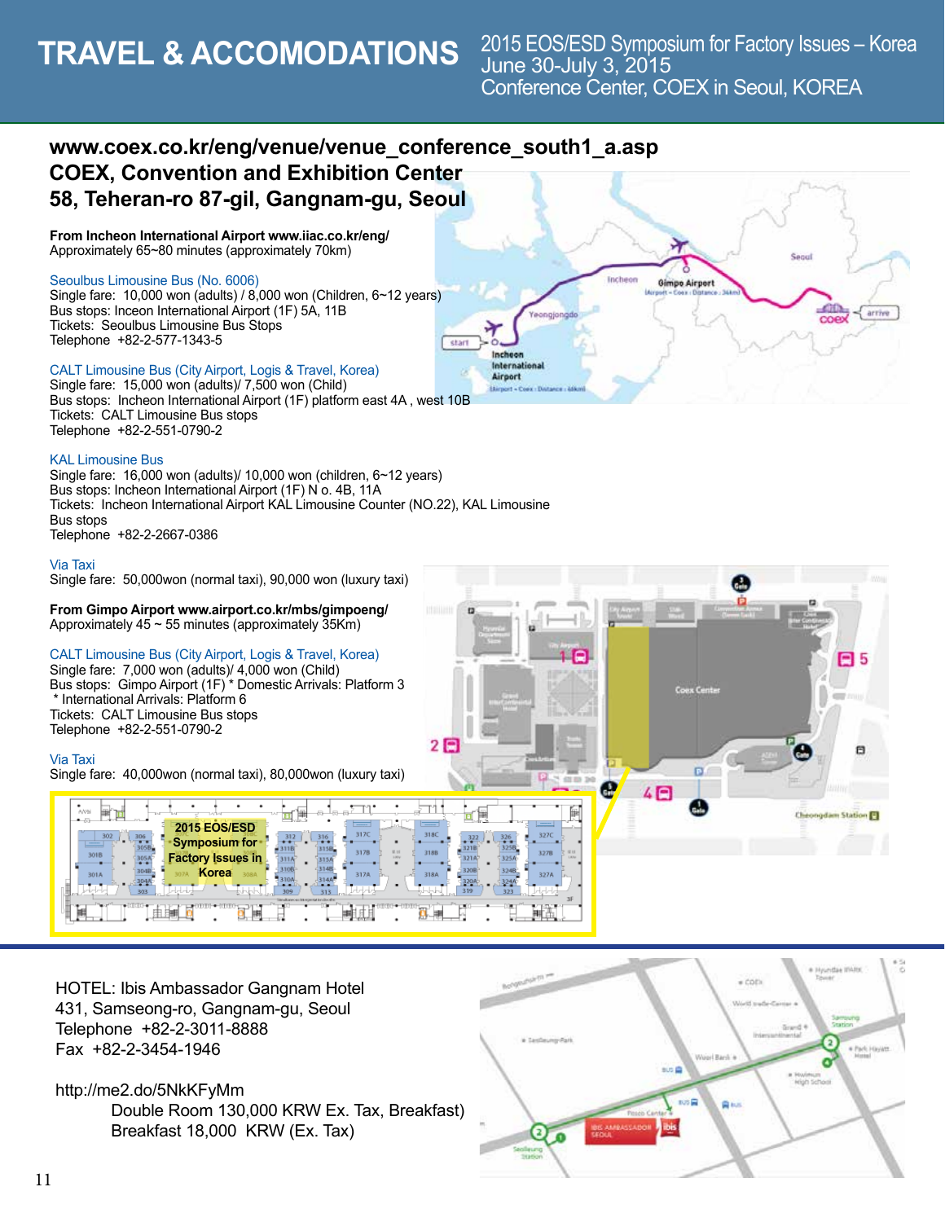# TRAVEL & ACCOMODATIONS

2015 EOS/ESD Symposium for Factory Issues – Korea
June 30-July 3, 2015
Conference Center, COEX in Seoul, KOREA

## www.coex.co.kr/eng/venue/venue_conference_south1_a.asp
## COEX, Convention and Exhibition Center
## 58, Teheran-ro 87-gil, Gangnam-gu, Seoul

**From Incheon International Airport www.iiac.co.kr/eng/**
Approximately 65~80 minutes (approximately 70km)

Seoulbus Limousine Bus (No. 6006)
Single fare: 10,000 won (adults) / 8,000 won (Children, 6~12 years)
Bus stops: Inceon International Airport (1F) 5A, 11B
Tickets: Seoulbus Limousine Bus Stops
Telephone +82-2-577-1343-5

CALT Limousine Bus (City Airport, Logis & Travel, Korea)
Single fare: 15,000 won (adults)/ 7,500 won (Child)
Bus stops: Incheon International Airport (1F) platform east 4A , west 10B
Tickets: CALT Limousine Bus stops
Telephone +82-2-551-0790-2

KAL Limousine Bus
Single fare: 16,000 won (adults)/ 10,000 won (children, 6~12 years)
Bus stops: Incheon International Airport (1F) N o. 4B, 11A
Tickets: Incheon International Airport KAL Limousine Counter (NO.22), KAL Limousine Bus stops
Telephone +82-2-2667-0386

Via Taxi
Single fare: 50,000won (normal taxi), 90,000 won (luxury taxi)

**From Gimpo Airport www.airport.co.kr/mbs/gimpoeng/**
Approximately 45 ~ 55 minutes (approximately 35Km)

CALT Limousine Bus (City Airport, Logis & Travel, Korea)
Single fare: 7,000 won (adults)/ 4,000 won (Child)
Bus stops: Gimpo Airport (1F) * Domestic Arrivals: Platform 3
* International Arrivals: Platform 6
Tickets: CALT Limousine Bus stops
Telephone +82-2-551-0790-2

Via Taxi
Single fare: 40,000won (normal taxi), 80,000won (luxury taxi)

HOTEL: Ibis Ambassador Gangnam Hotel
431, Samseong-ro, Gangnam-gu, Seoul
Telephone +82-2-3011-8888
Fax +82-2-3454-1946

http://me2.do/5NkKFyMm
Double Room 130,000 KRW Ex. Tax, Breakfast)
Breakfast 18,000 KRW (Ex. Tax)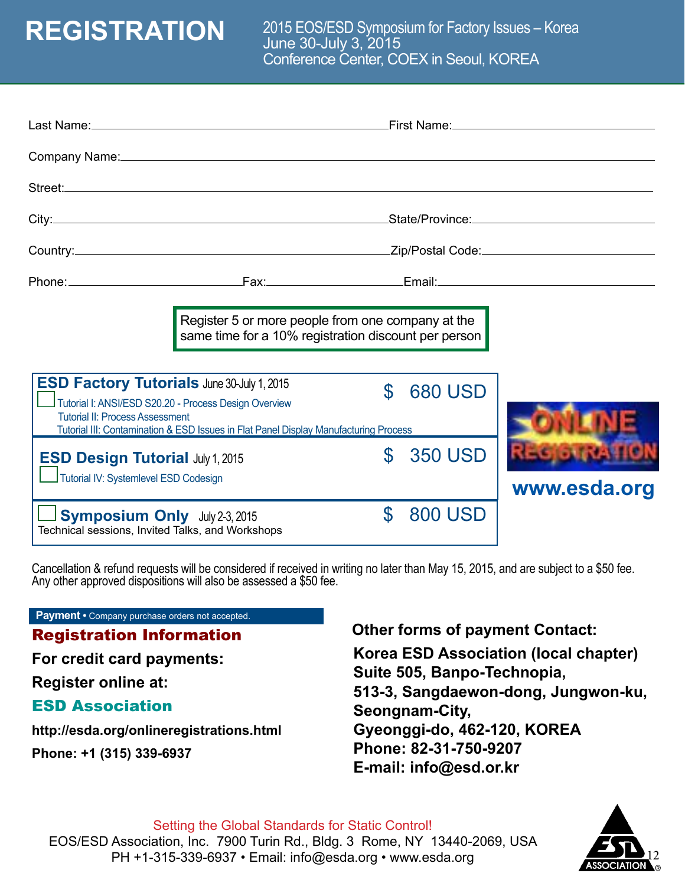# REGISTRATION

2015 EOS/ESD Symposium for Factory Issues – Korea
June 30-July 3, 2015
Conference Center, COEX in Seoul, KOREA

Last Name:\_\_\_\_\_\_\_\_\_\_\_\_\_\_\_\_\_\_\_\_ First Name:\_\_\_\_\_\_\_\_\_\_\_\_\_\_\_\_\_\_\_\_

Company Name:\_\_\_\_\_\_\_\_\_\_\_\_\_\_\_\_\_\_\_\_

Street:\_\_\_\_\_\_\_\_\_\_\_\_\_\_\_\_\_\_\_\_

City:\_\_\_\_\_\_\_\_\_\_\_\_\_\_\_\_\_\_\_\_ State/Province:\_\_\_\_\_\_\_\_\_\_\_\_\_\_\_\_\_\_\_\_

Country:\_\_\_\_\_\_\_\_\_\_\_\_\_\_\_\_\_\_\_\_ Zip/Postal Code:\_\_\_\_\_\_\_\_\_\_\_\_\_\_\_\_\_\_\_\_

Phone:\_\_\_\_\_\_\_\_\_\_\_\_\_\_\_\_\_\_\_\_ Fax:\_\_\_\_\_\_\_\_\_\_\_\_\_\_\_\_\_\_\_\_ Email:\_\_\_\_\_\_\_\_\_\_\_\_\_\_\_\_\_\_\_\_

> Register 5 or more people from one company at the same time for a 10% registration discount per person

| | |
|---|---|
| ☐ **ESD Factory Tutorials** June 30-July 1, 2015<br>Tutorial I: ANSI/ESD S20.20 - Process Design Overview<br>Tutorial II: Process Assessment<br>Tutorial III: Contamination & ESD Issues in Flat Panel Display Manufacturing Process | $ 680 USD |
| ☐ **ESD Design Tutorial** July 1, 2015<br>Tutorial IV: Systemlevel ESD Codesign | $ 350 USD |
| ☐ **Symposium Only** July 2-3, 2015<br>Technical sessions, Invited Talks, and Workshops | $ 800 USD |

ONLINE REGISTRATION

**www.esda.org**

Cancellation & refund requests will be considered if received in writing no later than May 15, 2015, and are subject to a $50 fee. Any other approved dispositions will also be assessed a $50 fee.

**Payment** • Company purchase orders not accepted.

**Registration Information**

**For credit card payments:**

**Register online at:**

**ESD Association**

**http://esda.org/onlineregistrations.html**

**Phone: +1 (315) 339-6937**

**Other forms of payment Contact:**

**Korea ESD Association (local chapter)**
**Suite 505, Banpo-Technopia,**
**513-3, Sangdaewon-dong, Jungwon-ku,**
**Seongnam-City,**
**Gyeonggi-do, 462-120, KOREA**
**Phone: 82-31-750-9207**
**E-mail: info@esd.or.kr**

Setting the Global Standards for Static Control!
EOS/ESD Association, Inc. 7900 Turin Rd., Bldg. 3 Rome, NY 13440-2069, USA
PH +1-315-339-6937 • Email: info@esda.org • www.esda.org

ESD ASSOCIATION